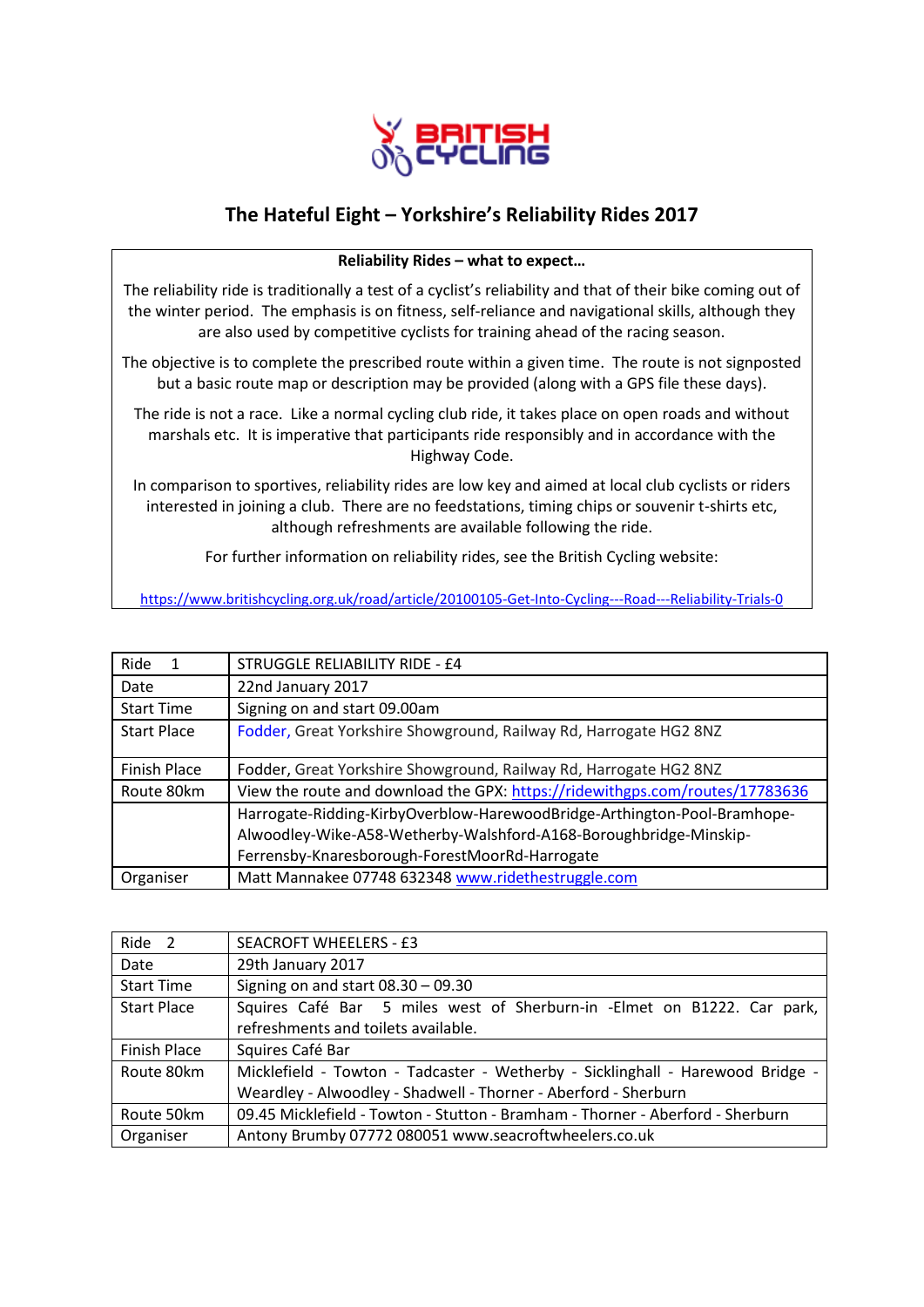# The Hateful Eight – Yorkshire's Reliability Rides 2017

**Reliability Rides – what to expect…**

The reliability ride is traditionally a test of a cyclist's reliability and that of their bike coming out of the winter period. The emphasis is on fitness, self-reliance and navigational skills, although they are also used by competitive cyclists for training ahead of the racing season.

The objective is to complete the prescribed route within a given time. The route is not signposted but a basic route map or description may be provided (along with a GPS file these days).

The ride is not a race. Like a normal cycling club ride, it takes place on open roads and without marshals etc. It is imperative that participants ride responsibly and in accordance with the Highway Code.

In comparison to sportives, reliability rides are low key and aimed at local club cyclists or riders interested in joining a club. There are no feedstations, timing chips or souvenir t-shirts etc, although refreshments are available following the ride.

For further information on reliability rides, see the British Cycling website:

https://www.britishcycling.org.uk/road/article/20100105-Get-Into-Cycling---Road---Reliability-Trials-0

| Ride 1 | STRUGGLE RELIABILITY RIDE - £4 |
|---|---|
| Date | 22nd January 2017 |
| Start Time | Signing on and start 09.00am |
| Start Place | Fodder, Great Yorkshire Showground, Railway Rd, Harrogate HG2 8NZ |
| Finish Place | Fodder, Great Yorkshire Showground, Railway Rd, Harrogate HG2 8NZ |
| Route 80km | View the route and download the GPX: https://ridewithgps.com/routes/17783636 |
| | Harrogate-Ridding-KirbyOverblow-HarewoodBridge-Arthington-Pool-Bramhope-Alwoodley-Wike-A58-Wetherby-Walshford-A168-Boroughbridge-Minskip-Ferrensby-Knaresborough-ForestMoorRd-Harrogate |
| Organiser | Matt Mannakee 07748 632348 www.ridethestruggle.com |

| Ride 2 | SEACROFT WHEELERS - £3 |
|---|---|
| Date | 29th January 2017 |
| Start Time | Signing on and start 08.30 – 09.30 |
| Start Place | Squires Café Bar 5 miles west of Sherburn-in -Elmet on B1222. Car park, refreshments and toilets available. |
| Finish Place | Squires Café Bar |
| Route 80km | Micklefield - Towton - Tadcaster - Wetherby - Sicklinghall - Harewood Bridge - Weardley - Alwoodley - Shadwell - Thorner - Aberford - Sherburn |
| Route 50km | 09.45 Micklefield - Towton - Stutton - Bramham - Thorner - Aberford - Sherburn |
| Organiser | Antony Brumby 07772 080051 www.seacroftwheelers.co.uk |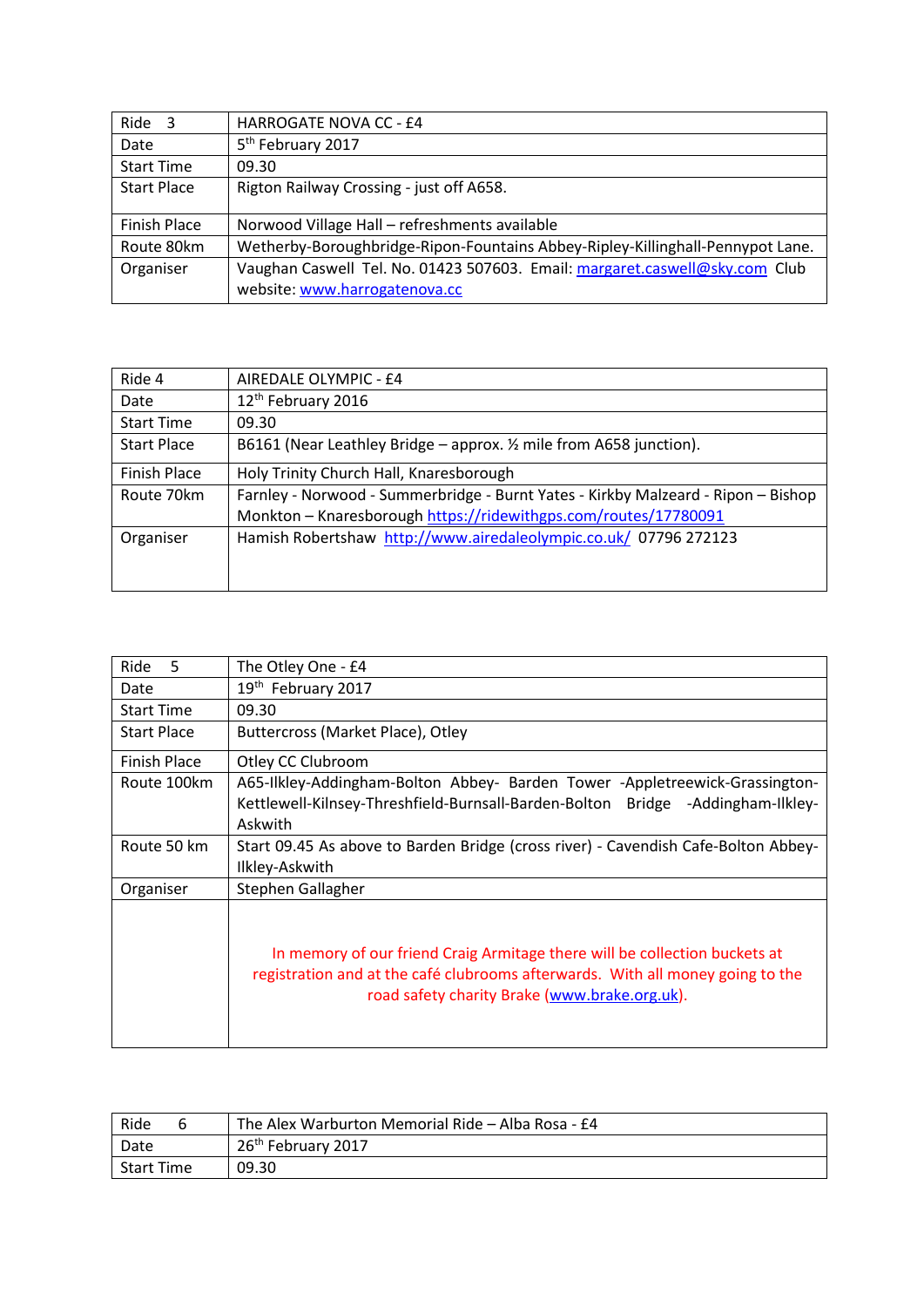| Ride 3 | HARROGATE NOVA CC - £4 |
| --- | --- |
| Date | 5th February 2017 |
| Start Time | 09.30 |
| Start Place | Rigton Railway Crossing - just off A658. |
| Finish Place | Norwood Village Hall – refreshments available |
| Route 80km | Wetherby-Boroughbridge-Ripon-Fountains Abbey-Ripley-Killinghall-Pennypot Lane. |
| Organiser | Vaughan Caswell Tel. No. 01423 507603. Email: margaret.caswell@sky.com Club website: www.harrogatenova.cc |

| Ride 4 | AIREDALE OLYMPIC - £4 |
| --- | --- |
| Date | 12th February 2016 |
| Start Time | 09.30 |
| Start Place | B6161 (Near Leathley Bridge – approx. ½ mile from A658 junction). |
| Finish Place | Holy Trinity Church Hall, Knaresborough |
| Route 70km | Farnley - Norwood - Summerbridge - Burnt Yates - Kirkby Malzeard - Ripon – Bishop Monkton – Knaresborough https://ridewithgps.com/routes/17780091 |
| Organiser | Hamish Robertshaw http://www.airedaleolympic.co.uk/ 07796 272123 |

| Ride 5 | The Otley One - £4 |
| --- | --- |
| Date | 19th February 2017 |
| Start Time | 09.30 |
| Start Place | Buttercross (Market Place), Otley |
| Finish Place | Otley CC Clubroom |
| Route 100km | A65-Ilkley-Addingham-Bolton Abbey- Barden Tower -Appletreewick-Grassington-Kettlewell-Kilnsey-Threshfield-Burnsall-Barden-Bolton Bridge -Addingham-Ilkley-Askwith |
| Route 50 km | Start 09.45 As above to Barden Bridge (cross river) - Cavendish Cafe-Bolton Abbey-Ilkley-Askwith |
| Organiser | Stephen Gallagher |
| | In memory of our friend Craig Armitage there will be collection buckets at registration and at the café clubrooms afterwards. With all money going to the road safety charity Brake (www.brake.org.uk). |

| Ride 6 | The Alex Warburton Memorial Ride – Alba Rosa - £4 |
| --- | --- |
| Date | 26th February 2017 |
| Start Time | 09.30 |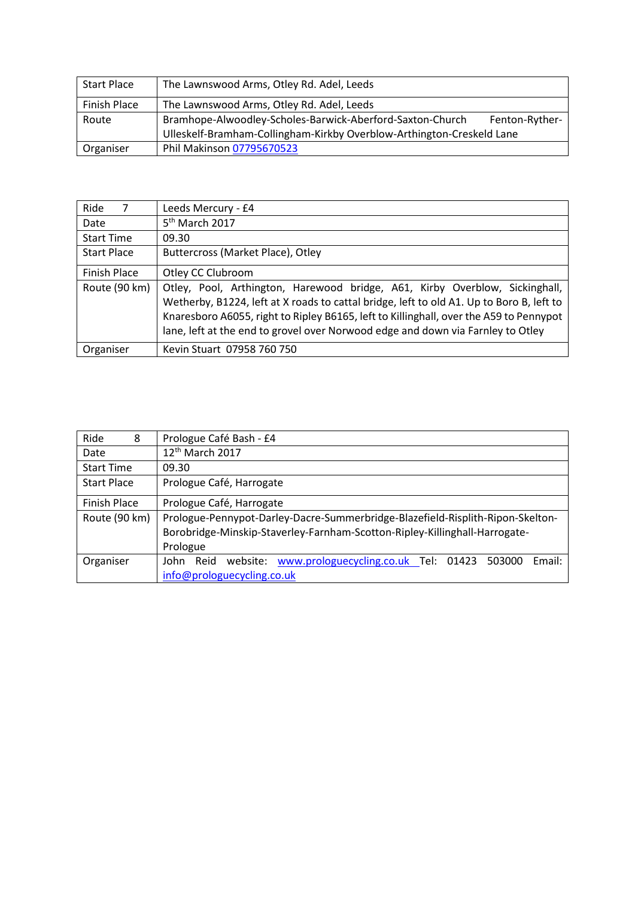| | |
|---|---|
| Start Place | The Lawnswood Arms, Otley Rd. Adel, Leeds |
| Finish Place | The Lawnswood Arms, Otley Rd. Adel, Leeds |
| Route | Bramhope-Alwoodley-Scholes-Barwick-Aberford-Saxton-Church Fenton-Ryther-Ulleskelf-Bramham-Collingham-Kirkby Overblow-Arthington-Creskeld Lane |
| Organiser | Phil Makinson 07795670523 |

| | |
|---|---|
| Ride 7 | Leeds Mercury - £4 |
| Date | 5th March 2017 |
| Start Time | 09.30 |
| Start Place | Buttercross (Market Place), Otley |
| Finish Place | Otley CC Clubroom |
| Route (90 km) | Otley, Pool, Arthington, Harewood bridge, A61, Kirby Overblow, Sickinghall, Wetherby, B1224, left at X roads to cattal bridge, left to old A1. Up to Boro B, left to Knaresboro A6055, right to Ripley B6165, left to Killinghall, over the A59 to Pennypot lane, left at the end to grovel over Norwood edge and down via Farnley to Otley |
| Organiser | Kevin Stuart 07958 760 750 |

| | |
|---|---|
| Ride 8 | Prologue Café Bash - £4 |
| Date | 12th March 2017 |
| Start Time | 09.30 |
| Start Place | Prologue Café, Harrogate |
| Finish Place | Prologue Café, Harrogate |
| Route (90 km) | Prologue-Pennypot-Darley-Dacre-Summerbridge-Blazefield-Risplith-Ripon-Skelton-Borobridge-Minskip-Staverley-Farnham-Scotton-Ripley-Killinghall-Harrogate-Prologue |
| Organiser | John Reid website: www.prologuecycling.co.uk Tel: 01423 503000 Email: info@prologuecycling.co.uk |